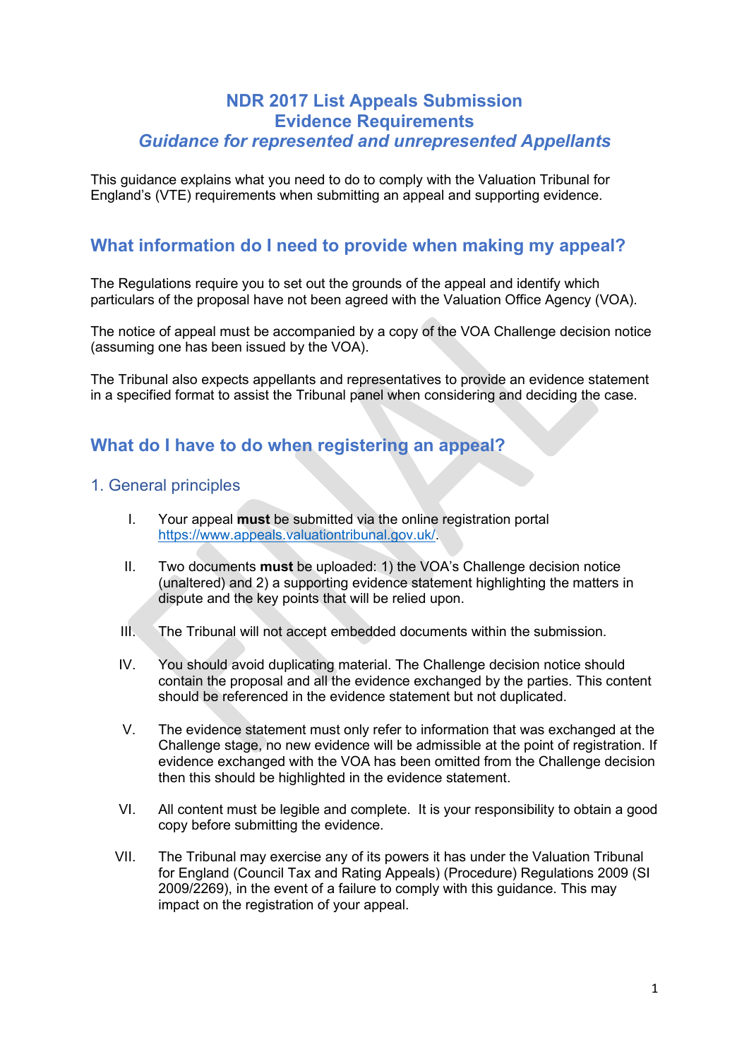# NDR 2017 List Appeals Submission
# Evidence Requirements
# *Guidance for represented and unrepresented Appellants*

This guidance explains what you need to do to comply with the Valuation Tribunal for England's (VTE) requirements when submitting an appeal and supporting evidence.

## What information do I need to provide when making my appeal?

The Regulations require you to set out the grounds of the appeal and identify which particulars of the proposal have not been agreed with the Valuation Office Agency (VOA).

The notice of appeal must be accompanied by a copy of the VOA Challenge decision notice (assuming one has been issued by the VOA).

The Tribunal also expects appellants and representatives to provide an evidence statement in a specified format to assist the Tribunal panel when considering and deciding the case.

## What do I have to do when registering an appeal?

### 1. General principles

I. Your appeal **must** be submitted via the online registration portal https://www.appeals.valuationtribunal.gov.uk/.

II. Two documents **must** be uploaded: 1) the VOA's Challenge decision notice (unaltered) and 2) a supporting evidence statement highlighting the matters in dispute and the key points that will be relied upon.

III. The Tribunal will not accept embedded documents within the submission.

IV. You should avoid duplicating material. The Challenge decision notice should contain the proposal and all the evidence exchanged by the parties. This content should be referenced in the evidence statement but not duplicated.

V. The evidence statement must only refer to information that was exchanged at the Challenge stage, no new evidence will be admissible at the point of registration. If evidence exchanged with the VOA has been omitted from the Challenge decision then this should be highlighted in the evidence statement.

VI. All content must be legible and complete. It is your responsibility to obtain a good copy before submitting the evidence.

VII. The Tribunal may exercise any of its powers it has under the Valuation Tribunal for England (Council Tax and Rating Appeals) (Procedure) Regulations 2009 (SI 2009/2269), in the event of a failure to comply with this guidance. This may impact on the registration of your appeal.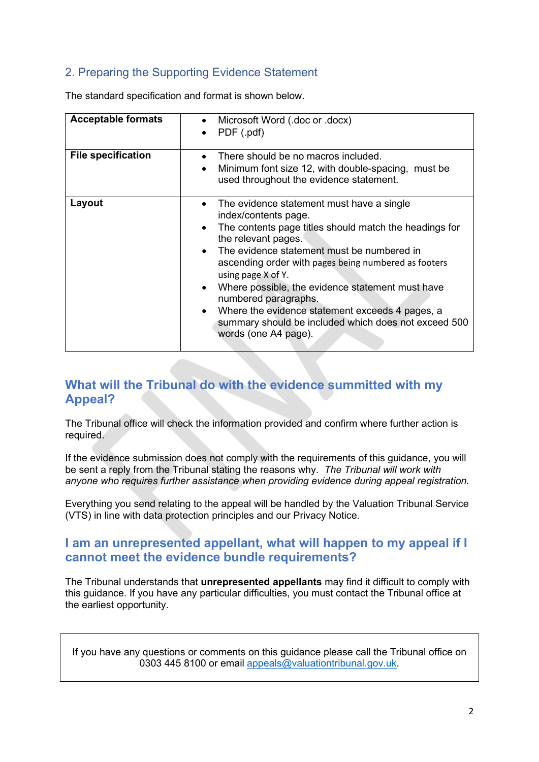## 2. Preparing the Supporting Evidence Statement

The standard specification and format is shown below.

| | |
|---|---|
| **Acceptable formats** | • Microsoft Word (.doc or .docx)<br>• PDF (.pdf) |
| **File specification** | • There should be no macros included.<br>• Minimum font size 12, with double-spacing, must be used throughout the evidence statement. |
| **Layout** | • The evidence statement must have a single index/contents page.<br>• The contents page titles should match the headings for the relevant pages.<br>• The evidence statement must be numbered in ascending order with pages being numbered as footers using page X of Y.<br>• Where possible, the evidence statement must have numbered paragraphs.<br>• Where the evidence statement exceeds 4 pages, a summary should be included which does not exceed 500 words (one A4 page). |

## What will the Tribunal do with the evidence summitted with my Appeal?

The Tribunal office will check the information provided and confirm where further action is required.

If the evidence submission does not comply with the requirements of this guidance, you will be sent a reply from the Tribunal stating the reasons why. *The Tribunal will work with anyone who requires further assistance when providing evidence during appeal registration.*

Everything you send relating to the appeal will be handled by the Valuation Tribunal Service (VTS) in line with data protection principles and our Privacy Notice.

## I am an unrepresented appellant, what will happen to my appeal if I cannot meet the evidence bundle requirements?

The Tribunal understands that **unrepresented appellants** may find it difficult to comply with this guidance. If you have any particular difficulties, you must contact the Tribunal office at the earliest opportunity.

If you have any questions or comments on this guidance please call the Tribunal office on 0303 445 8100 or email appeals@valuationtribunal.gov.uk.